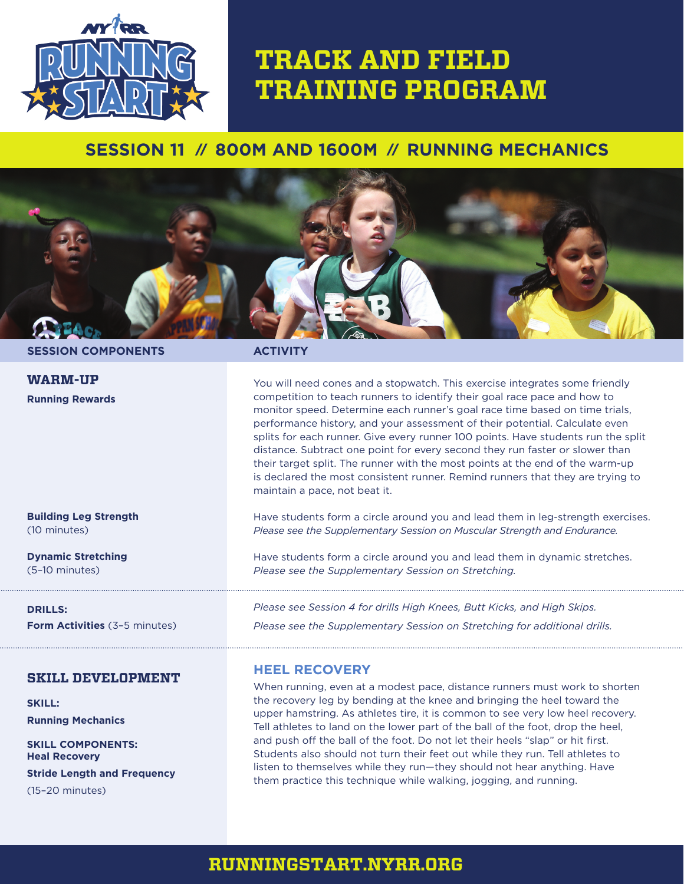# TRACK AND FIELD TRAINING PROGRAM

## SESSION 11 // 800M AND 1600M // RUNNING MECHANICS

| SESSION COMPONENTS | ACTIVITY |
| --- | --- |
| **WARM-UP** **Running Rewards** | You will need cones and a stopwatch. This exercise integrates some friendly competition to teach runners to identify their goal race pace and how to monitor speed. Determine each runner's goal race time based on time trials, performance history, and your assessment of their potential. Calculate even splits for each runner. Give every runner 100 points. Have students run the split distance. Subtract one point for every second they run faster or slower than their target split. The runner with the most points at the end of the warm-up is declared the most consistent runner. Remind runners that they are trying to maintain a pace, not beat it. |
| **Building Leg Strength** (10 minutes) | Have students form a circle around you and lead them in leg-strength exercises. *Please see the Supplementary Session on Muscular Strength and Endurance.* |
| **Dynamic Stretching** (5–10 minutes) | Have students form a circle around you and lead them in dynamic stretches. *Please see the Supplementary Session on Stretching.* |
| **DRILLS:** **Form Activities** (3–5 minutes) | *Please see Session 4 for drills High Knees, Butt Kicks, and High Skips.* *Please see the Supplementary Session on Stretching for additional drills.* |
| **SKILL DEVELOPMENT** **SKILL:** **Running Mechanics** **SKILL COMPONENTS:** **Heal Recovery** **Stride Length and Frequency** (15–20 minutes) | **HEEL RECOVERY** When running, even at a modest pace, distance runners must work to shorten the recovery leg by bending at the knee and bringing the heel toward the upper hamstring. As athletes tire, it is common to see very low heel recovery. Tell athletes to land on the lower part of the ball of the foot, drop the heel, and push off the ball of the foot. Do not let their heels "slap" or hit first. Students also should not turn their feet out while they run. Tell athletes to listen to themselves while they run—they should not hear anything. Have them practice this technique while walking, jogging, and running. |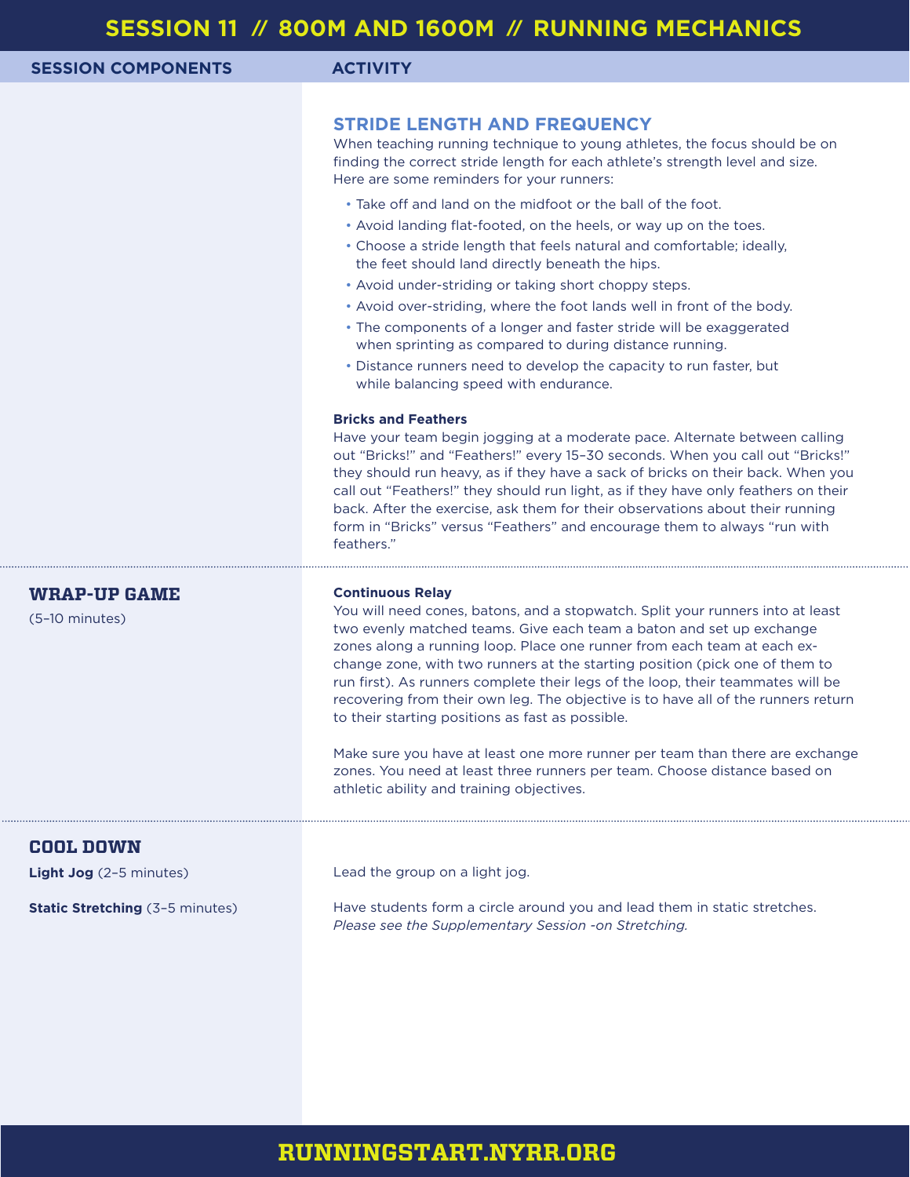# SESSION 11 // 800M AND 1600M // RUNNING MECHANICS

| SESSION COMPONENTS | ACTIVITY |
| --- | --- |

## STRIDE LENGTH AND FREQUENCY

When teaching running technique to young athletes, the focus should be on finding the correct stride length for each athlete's strength level and size. Here are some reminders for your runners:

- Take off and land on the midfoot or the ball of the foot.
- Avoid landing flat-footed, on the heels, or way up on the toes.
- Choose a stride length that feels natural and comfortable; ideally, the feet should land directly beneath the hips.
- Avoid under-striding or taking short choppy steps.
- Avoid over-striding, where the foot lands well in front of the body.
- The components of a longer and faster stride will be exaggerated when sprinting as compared to during distance running.
- Distance runners need to develop the capacity to run faster, but while balancing speed with endurance.

**Bricks and Feathers**

Have your team begin jogging at a moderate pace. Alternate between calling out "Bricks!" and "Feathers!" every 15–30 seconds. When you call out "Bricks!" they should run heavy, as if they have a sack of bricks on their back. When you call out "Feathers!" they should run light, as if they have only feathers on their back. After the exercise, ask them for their observations about their running form in "Bricks" versus "Feathers" and encourage them to always "run with feathers."

## WRAP-UP GAME

(5–10 minutes)

**Continuous Relay**

You will need cones, batons, and a stopwatch. Split your runners into at least two evenly matched teams. Give each team a baton and set up exchange zones along a running loop. Place one runner from each team at each exchange zone, with two runners at the starting position (pick one of them to run first). As runners complete their legs of the loop, their teammates will be recovering from their own leg. The objective is to have all of the runners return to their starting positions as fast as possible.

Make sure you have at least one more runner per team than there are exchange zones. You need at least three runners per team. Choose distance based on athletic ability and training objectives.

## COOL DOWN

**Light Jog** (2–5 minutes)

Lead the group on a light jog.

**Static Stretching** (3–5 minutes)

Have students form a circle around you and lead them in static stretches. *Please see the Supplementary Session -on Stretching.*

RUNNINGSTART.NYRR.ORG